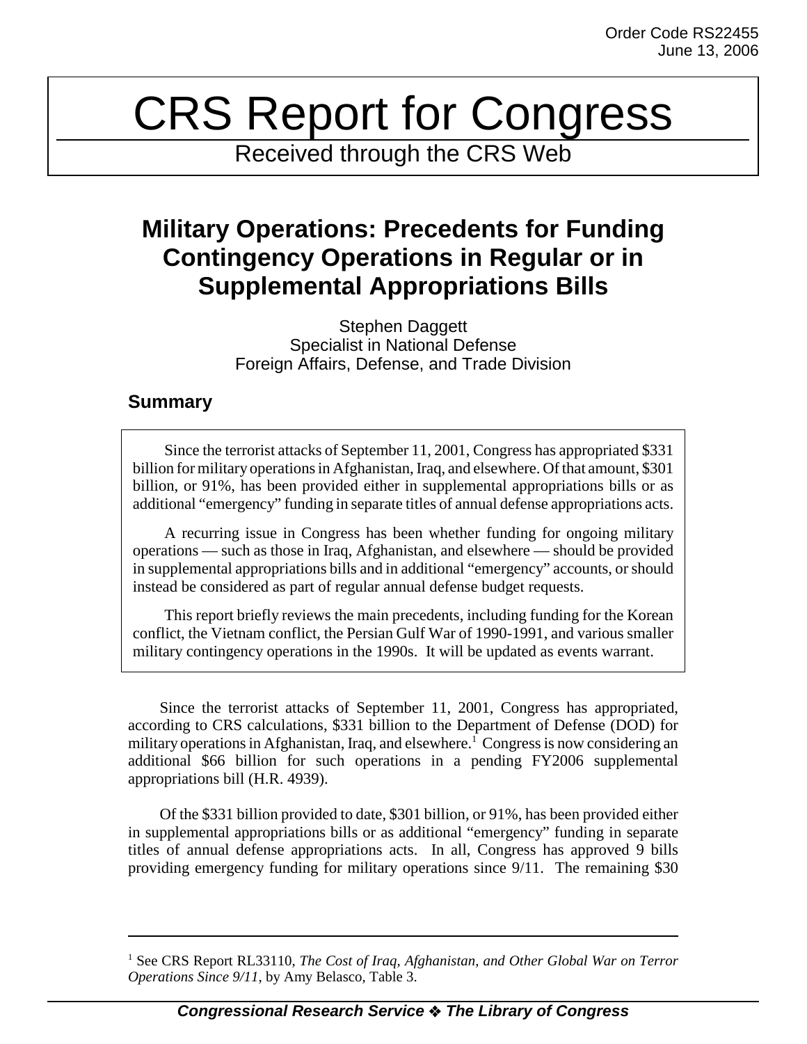Order Code RS22455
June 13, 2006

# CRS Report for Congress

Received through the CRS Web

## Military Operations: Precedents for Funding Contingency Operations in Regular or in Supplemental Appropriations Bills

Stephen Daggett
Specialist in National Defense
Foreign Affairs, Defense, and Trade Division

### Summary

Since the terrorist attacks of September 11, 2001, Congress has appropriated $331 billion for military operations in Afghanistan, Iraq, and elsewhere. Of that amount, $301 billion, or 91%, has been provided either in supplemental appropriations bills or as additional "emergency" funding in separate titles of annual defense appropriations acts.

A recurring issue in Congress has been whether funding for ongoing military operations — such as those in Iraq, Afghanistan, and elsewhere — should be provided in supplemental appropriations bills and in additional "emergency" accounts, or should instead be considered as part of regular annual defense budget requests.

This report briefly reviews the main precedents, including funding for the Korean conflict, the Vietnam conflict, the Persian Gulf War of 1990-1991, and various smaller military contingency operations in the 1990s. It will be updated as events warrant.

Since the terrorist attacks of September 11, 2001, Congress has appropriated, according to CRS calculations, $331 billion to the Department of Defense (DOD) for military operations in Afghanistan, Iraq, and elsewhere.[1] Congress is now considering an additional $66 billion for such operations in a pending FY2006 supplemental appropriations bill (H.R. 4939).

Of the $331 billion provided to date, $301 billion, or 91%, has been provided either in supplemental appropriations bills or as additional "emergency" funding in separate titles of annual defense appropriations acts. In all, Congress has approved 9 bills providing emergency funding for military operations since 9/11. The remaining $30

[1] See CRS Report RL33110, *The Cost of Iraq, Afghanistan, and Other Global War on Terror Operations Since 9/11*, by Amy Belasco, Table 3.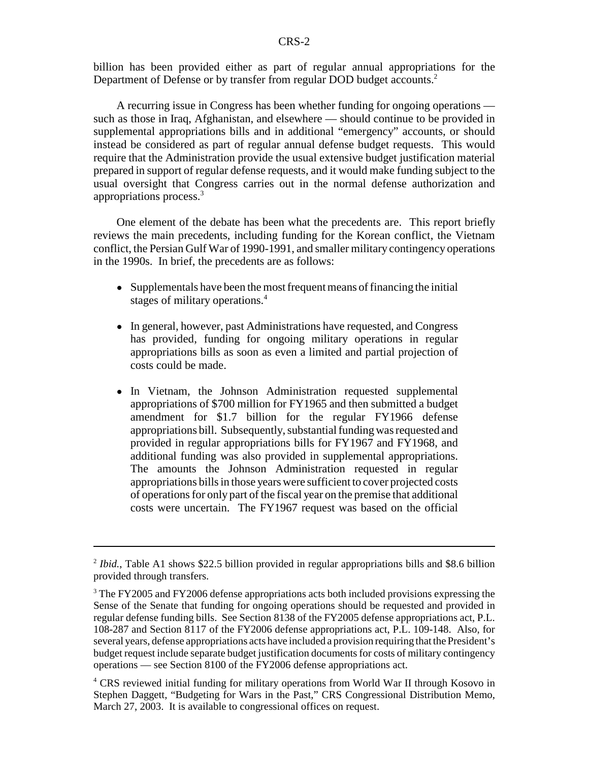billion has been provided either as part of regular annual appropriations for the Department of Defense or by transfer from regular DOD budget accounts.[2]

A recurring issue in Congress has been whether funding for ongoing operations — such as those in Iraq, Afghanistan, and elsewhere — should continue to be provided in supplemental appropriations bills and in additional "emergency" accounts, or should instead be considered as part of regular annual defense budget requests. This would require that the Administration provide the usual extensive budget justification material prepared in support of regular defense requests, and it would make funding subject to the usual oversight that Congress carries out in the normal defense authorization and appropriations process.[3]

One element of the debate has been what the precedents are. This report briefly reviews the main precedents, including funding for the Korean conflict, the Vietnam conflict, the Persian Gulf War of 1990-1991, and smaller military contingency operations in the 1990s. In brief, the precedents are as follows:

- Supplementals have been the most frequent means of financing the initial stages of military operations.[4]
- In general, however, past Administrations have requested, and Congress has provided, funding for ongoing military operations in regular appropriations bills as soon as even a limited and partial projection of costs could be made.
- In Vietnam, the Johnson Administration requested supplemental appropriations of $700 million for FY1965 and then submitted a budget amendment for $1.7 billion for the regular FY1966 defense appropriations bill. Subsequently, substantial funding was requested and provided in regular appropriations bills for FY1967 and FY1968, and additional funding was also provided in supplemental appropriations. The amounts the Johnson Administration requested in regular appropriations bills in those years were sufficient to cover projected costs of operations for only part of the fiscal year on the premise that additional costs were uncertain. The FY1967 request was based on the official

---

[2] *Ibid.*, Table A1 shows $22.5 billion provided in regular appropriations bills and $8.6 billion provided through transfers.

[3] The FY2005 and FY2006 defense appropriations acts both included provisions expressing the Sense of the Senate that funding for ongoing operations should be requested and provided in regular defense funding bills. See Section 8138 of the FY2005 defense appropriations act, P.L. 108-287 and Section 8117 of the FY2006 defense appropriations act, P.L. 109-148. Also, for several years, defense appropriations acts have included a provision requiring that the President's budget request include separate budget justification documents for costs of military contingency operations — see Section 8100 of the FY2006 defense appropriations act.

[4] CRS reviewed initial funding for military operations from World War II through Kosovo in Stephen Daggett, "Budgeting for Wars in the Past," CRS Congressional Distribution Memo, March 27, 2003. It is available to congressional offices on request.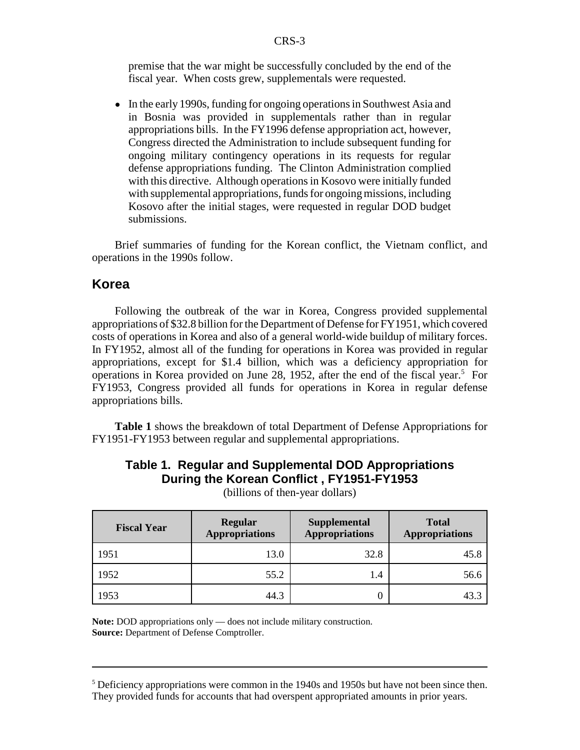premise that the war might be successfully concluded by the end of the fiscal year. When costs grew, supplementals were requested.

- In the early 1990s, funding for ongoing operations in Southwest Asia and in Bosnia was provided in supplementals rather than in regular appropriations bills. In the FY1996 defense appropriation act, however, Congress directed the Administration to include subsequent funding for ongoing military contingency operations in its requests for regular defense appropriations funding. The Clinton Administration complied with this directive. Although operations in Kosovo were initially funded with supplemental appropriations, funds for ongoing missions, including Kosovo after the initial stages, were requested in regular DOD budget submissions.

Brief summaries of funding for the Korean conflict, the Vietnam conflict, and operations in the 1990s follow.

## Korea

Following the outbreak of the war in Korea, Congress provided supplemental appropriations of $32.8 billion for the Department of Defense for FY1951, which covered costs of operations in Korea and also of a general world-wide buildup of military forces. In FY1952, almost all of the funding for operations in Korea was provided in regular appropriations, except for $1.4 billion, which was a deficiency appropriation for operations in Korea provided on June 28, 1952, after the end of the fiscal year.[5] For FY1953, Congress provided all funds for operations in Korea in regular defense appropriations bills.

**Table 1** shows the breakdown of total Department of Defense Appropriations for FY1951-FY1953 between regular and supplemental appropriations.

### Table 1. Regular and Supplemental DOD Appropriations During the Korean Conflict , FY1951-FY1953

(billions of then-year dollars)

| Fiscal Year | Regular Appropriations | Supplemental Appropriations | Total Appropriations |
|---|---|---|---|
| 1951 | 13.0 | 32.8 | 45.8 |
| 1952 | 55.2 | 1.4 | 56.6 |
| 1953 | 44.3 | 0 | 43.3 |

**Note:** DOD appropriations only — does not include military construction.
**Source:** Department of Defense Comptroller.

[5] Deficiency appropriations were common in the 1940s and 1950s but have not been since then. They provided funds for accounts that had overspent appropriated amounts in prior years.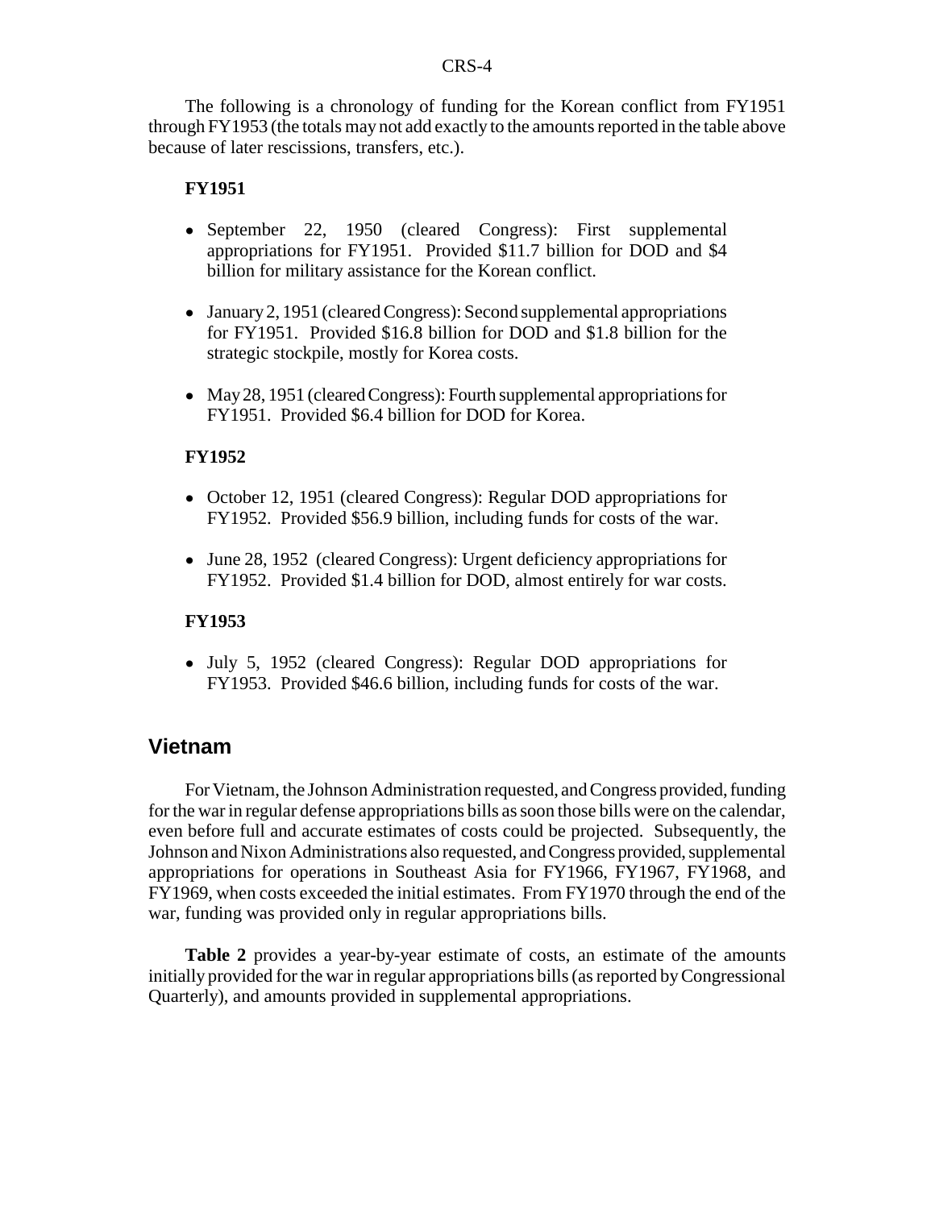The following is a chronology of funding for the Korean conflict from FY1951 through FY1953 (the totals may not add exactly to the amounts reported in the table above because of later rescissions, transfers, etc.).

**FY1951**

- September 22, 1950 (cleared Congress): First supplemental appropriations for FY1951. Provided $11.7 billion for DOD and $4 billion for military assistance for the Korean conflict.
- January 2, 1951 (cleared Congress): Second supplemental appropriations for FY1951. Provided $16.8 billion for DOD and $1.8 billion for the strategic stockpile, mostly for Korea costs.
- May 28, 1951 (cleared Congress): Fourth supplemental appropriations for FY1951. Provided $6.4 billion for DOD for Korea.

**FY1952**

- October 12, 1951 (cleared Congress): Regular DOD appropriations for FY1952. Provided $56.9 billion, including funds for costs of the war.
- June 28, 1952 (cleared Congress): Urgent deficiency appropriations for FY1952. Provided $1.4 billion for DOD, almost entirely for war costs.

**FY1953**

- July 5, 1952 (cleared Congress): Regular DOD appropriations for FY1953. Provided $46.6 billion, including funds for costs of the war.

## Vietnam

For Vietnam, the Johnson Administration requested, and Congress provided, funding for the war in regular defense appropriations bills as soon those bills were on the calendar, even before full and accurate estimates of costs could be projected. Subsequently, the Johnson and Nixon Administrations also requested, and Congress provided, supplemental appropriations for operations in Southeast Asia for FY1966, FY1967, FY1968, and FY1969, when costs exceeded the initial estimates. From FY1970 through the end of the war, funding was provided only in regular appropriations bills.

**Table 2** provides a year-by-year estimate of costs, an estimate of the amounts initially provided for the war in regular appropriations bills (as reported by Congressional Quarterly), and amounts provided in supplemental appropriations.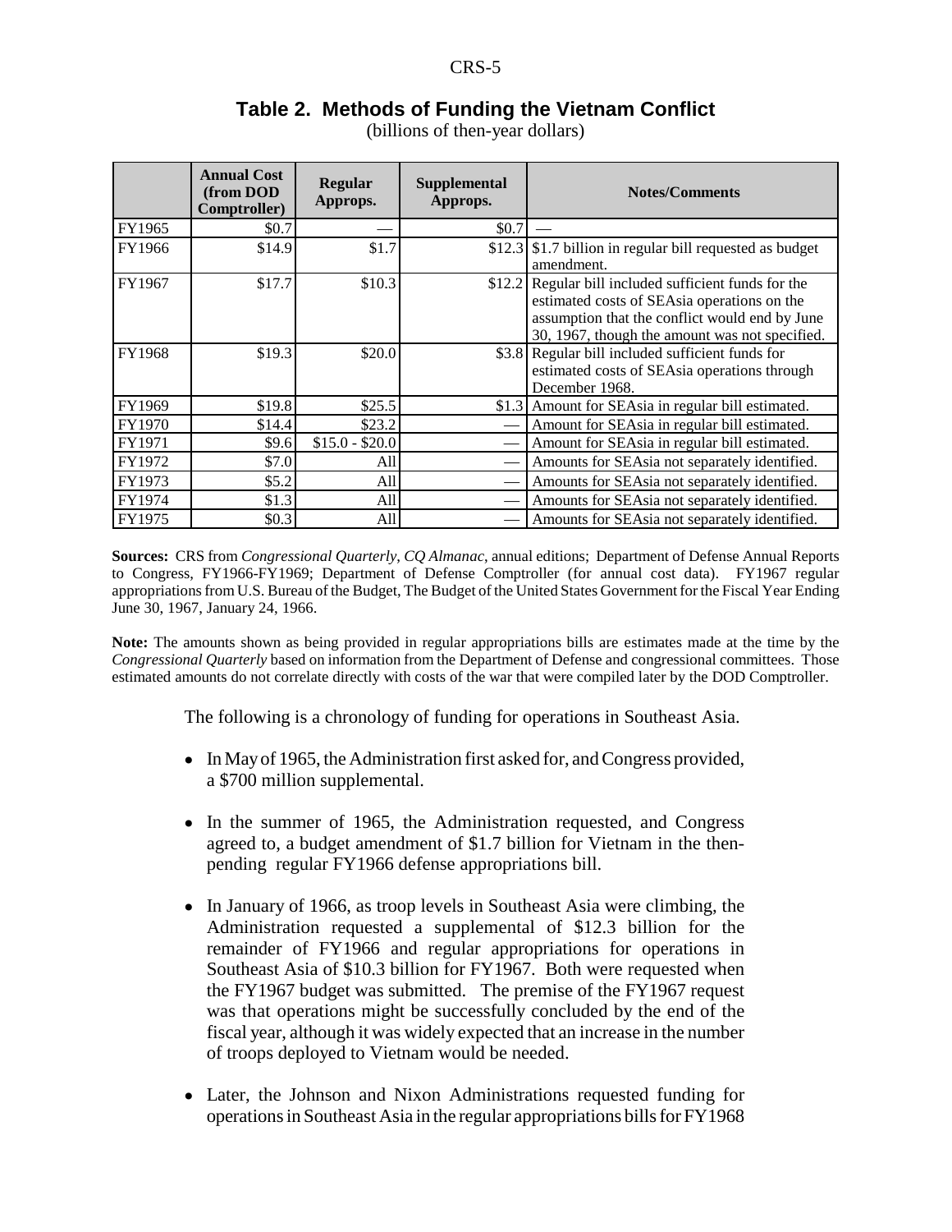## Table 2. Methods of Funding the Vietnam Conflict

(billions of then-year dollars)

| | Annual Cost (from DOD Comptroller) | Regular Approps. | Supplemental Approps. | Notes/Comments |
|---|---|---|---|---|
| FY1965 | $0.7 | — | $0.7 | — |
| FY1966 | $14.9 | $1.7 | $12.3 | $1.7 billion in regular bill requested as budget amendment. |
| FY1967 | $17.7 | $10.3 | $12.2 | Regular bill included sufficient funds for the estimated costs of SEAsia operations on the assumption that the conflict would end by June 30, 1967, though the amount was not specified. |
| FY1968 | $19.3 | $20.0 | $3.8 | Regular bill included sufficient funds for estimated costs of SEAsia operations through December 1968. |
| FY1969 | $19.8 | $25.5 | $1.3 | Amount for SEAsia in regular bill estimated. |
| FY1970 | $14.4 | $23.2 | — | Amount for SEAsia in regular bill estimated. |
| FY1971 | $9.6 | $15.0 - $20.0 | — | Amount for SEAsia in regular bill estimated. |
| FY1972 | $7.0 | All | — | Amounts for SEAsia not separately identified. |
| FY1973 | $5.2 | All | — | Amounts for SEAsia not separately identified. |
| FY1974 | $1.3 | All | — | Amounts for SEAsia not separately identified. |
| FY1975 | $0.3 | All | — | Amounts for SEAsia not separately identified. |

**Sources:** CRS from *Congressional Quarterly, CQ Almanac*, annual editions; Department of Defense Annual Reports to Congress, FY1966-FY1969; Department of Defense Comptroller (for annual cost data). FY1967 regular appropriations from U.S. Bureau of the Budget, The Budget of the United States Government for the Fiscal Year Ending June 30, 1967, January 24, 1966.

**Note:** The amounts shown as being provided in regular appropriations bills are estimates made at the time by the *Congressional Quarterly* based on information from the Department of Defense and congressional committees. Those estimated amounts do not correlate directly with costs of the war that were compiled later by the DOD Comptroller.

The following is a chronology of funding for operations in Southeast Asia.

- In May of 1965, the Administration first asked for, and Congress provided, a $700 million supplemental.
- In the summer of 1965, the Administration requested, and Congress agreed to, a budget amendment of $1.7 billion for Vietnam in the then-pending regular FY1966 defense appropriations bill.
- In January of 1966, as troop levels in Southeast Asia were climbing, the Administration requested a supplemental of $12.3 billion for the remainder of FY1966 and regular appropriations for operations in Southeast Asia of $10.3 billion for FY1967. Both were requested when the FY1967 budget was submitted. The premise of the FY1967 request was that operations might be successfully concluded by the end of the fiscal year, although it was widely expected that an increase in the number of troops deployed to Vietnam would be needed.
- Later, the Johnson and Nixon Administrations requested funding for operations in Southeast Asia in the regular appropriations bills for FY1968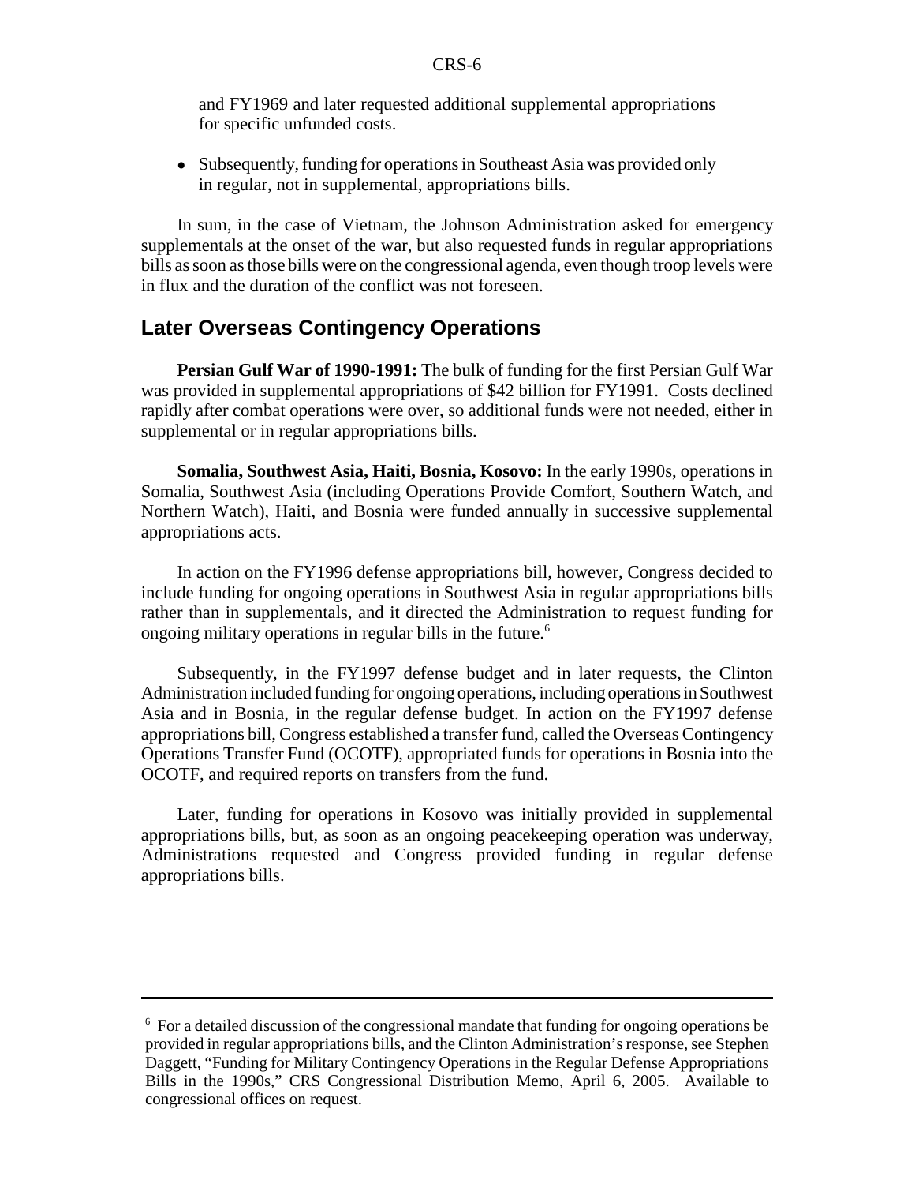and FY1969 and later requested additional supplemental appropriations for specific unfunded costs.

- Subsequently, funding for operations in Southeast Asia was provided only in regular, not in supplemental, appropriations bills.

In sum, in the case of Vietnam, the Johnson Administration asked for emergency supplementals at the onset of the war, but also requested funds in regular appropriations bills as soon as those bills were on the congressional agenda, even though troop levels were in flux and the duration of the conflict was not foreseen.

## Later Overseas Contingency Operations

**Persian Gulf War of 1990-1991:** The bulk of funding for the first Persian Gulf War was provided in supplemental appropriations of $42 billion for FY1991. Costs declined rapidly after combat operations were over, so additional funds were not needed, either in supplemental or in regular appropriations bills.

**Somalia, Southwest Asia, Haiti, Bosnia, Kosovo:** In the early 1990s, operations in Somalia, Southwest Asia (including Operations Provide Comfort, Southern Watch, and Northern Watch), Haiti, and Bosnia were funded annually in successive supplemental appropriations acts.

In action on the FY1996 defense appropriations bill, however, Congress decided to include funding for ongoing operations in Southwest Asia in regular appropriations bills rather than in supplementals, and it directed the Administration to request funding for ongoing military operations in regular bills in the future.[6]

Subsequently, in the FY1997 defense budget and in later requests, the Clinton Administration included funding for ongoing operations, including operations in Southwest Asia and in Bosnia, in the regular defense budget. In action on the FY1997 defense appropriations bill, Congress established a transfer fund, called the Overseas Contingency Operations Transfer Fund (OCOTF), appropriated funds for operations in Bosnia into the OCOTF, and required reports on transfers from the fund.

Later, funding for operations in Kosovo was initially provided in supplemental appropriations bills, but, as soon as an ongoing peacekeeping operation was underway, Administrations requested and Congress provided funding in regular defense appropriations bills.

---

[6] For a detailed discussion of the congressional mandate that funding for ongoing operations be provided in regular appropriations bills, and the Clinton Administration's response, see Stephen Daggett, "Funding for Military Contingency Operations in the Regular Defense Appropriations Bills in the 1990s," CRS Congressional Distribution Memo, April 6, 2005. Available to congressional offices on request.